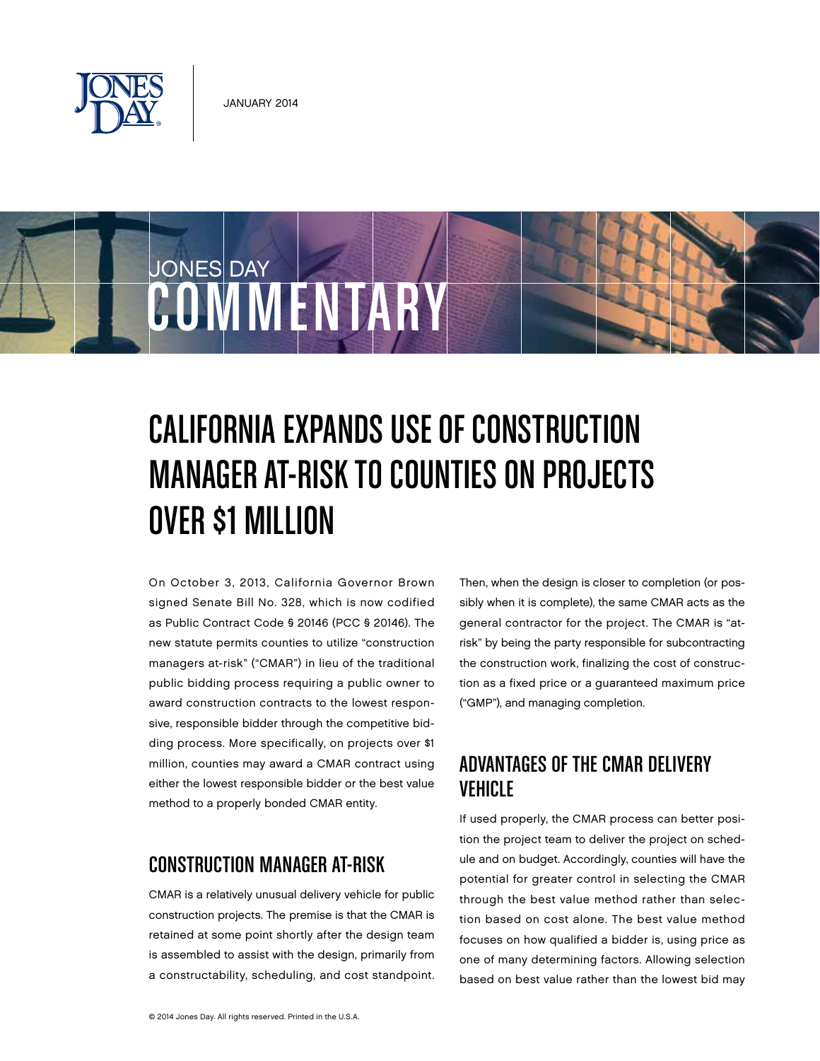JANUARY 2014

JONES DAY COMMENTARY

# CALIFORNIA EXPANDS USE OF CONSTRUCTION MANAGER AT-RISK TO COUNTIES ON PROJECTS OVER $1 MILLION

On October 3, 2013, California Governor Brown signed Senate Bill No. 328, which is now codified as Public Contract Code § 20146 (PCC § 20146). The new statute permits counties to utilize "construction managers at-risk" ("CMAR") in lieu of the traditional public bidding process requiring a public owner to award construction contracts to the lowest responsive, responsible bidder through the competitive bidding process. More specifically, on projects over $1 million, counties may award a CMAR contract using either the lowest responsible bidder or the best value method to a properly bonded CMAR entity.

## CONSTRUCTION MANAGER AT-RISK

CMAR is a relatively unusual delivery vehicle for public construction projects. The premise is that the CMAR is retained at some point shortly after the design team is assembled to assist with the design, primarily from a constructability, scheduling, and cost standpoint. Then, when the design is closer to completion (or possibly when it is complete), the same CMAR acts as the general contractor for the project. The CMAR is "at-risk" by being the party responsible for subcontracting the construction work, finalizing the cost of construction as a fixed price or a guaranteed maximum price ("GMP"), and managing completion.

## ADVANTAGES OF THE CMAR DELIVERY VEHICLE

If used properly, the CMAR process can better position the project team to deliver the project on schedule and on budget. Accordingly, counties will have the potential for greater control in selecting the CMAR through the best value method rather than selection based on cost alone. The best value method focuses on how qualified a bidder is, using price as one of many determining factors. Allowing selection based on best value rather than the lowest bid may

© 2014 Jones Day. All rights reserved. Printed in the U.S.A.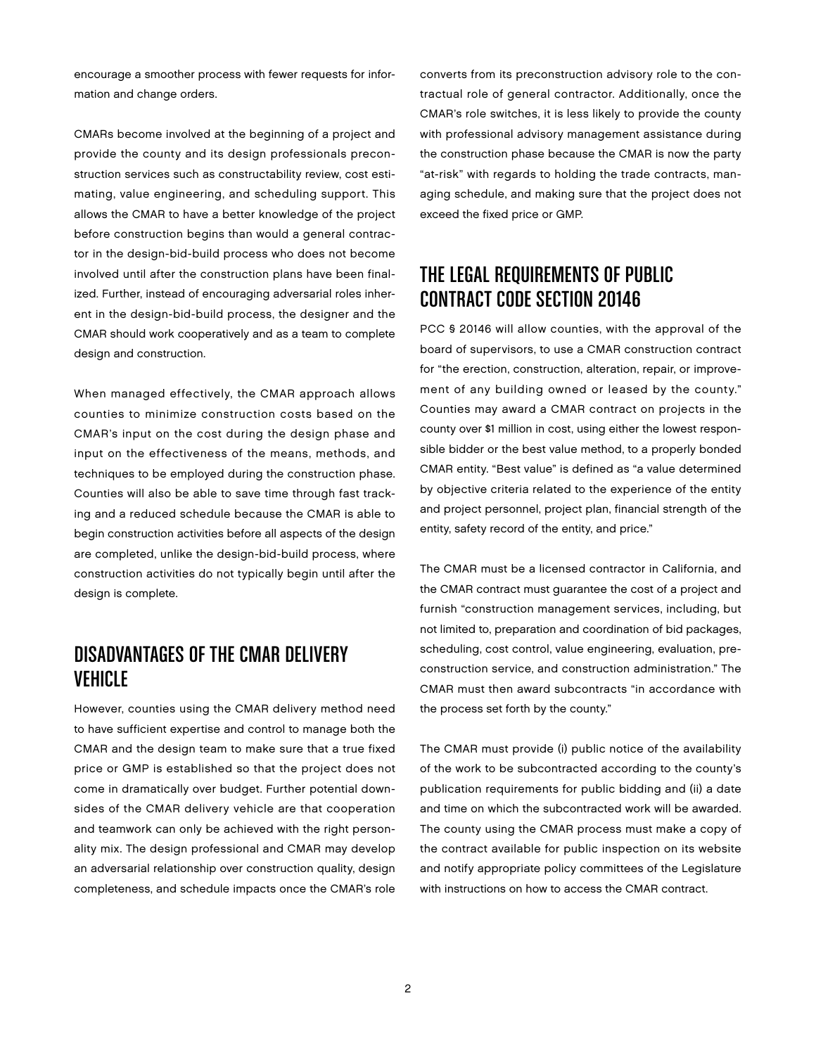encourage a smoother process with fewer requests for information and change orders.

CMARs become involved at the beginning of a project and provide the county and its design professionals preconstruction services such as constructability review, cost estimating, value engineering, and scheduling support. This allows the CMAR to have a better knowledge of the project before construction begins than would a general contractor in the design-bid-build process who does not become involved until after the construction plans have been finalized. Further, instead of encouraging adversarial roles inherent in the design-bid-build process, the designer and the CMAR should work cooperatively and as a team to complete design and construction.

When managed effectively, the CMAR approach allows counties to minimize construction costs based on the CMAR's input on the cost during the design phase and input on the effectiveness of the means, methods, and techniques to be employed during the construction phase. Counties will also be able to save time through fast tracking and a reduced schedule because the CMAR is able to begin construction activities before all aspects of the design are completed, unlike the design-bid-build process, where construction activities do not typically begin until after the design is complete.

## DISADVANTAGES OF THE CMAR DELIVERY VEHICLE

However, counties using the CMAR delivery method need to have sufficient expertise and control to manage both the CMAR and the design team to make sure that a true fixed price or GMP is established so that the project does not come in dramatically over budget. Further potential downsides of the CMAR delivery vehicle are that cooperation and teamwork can only be achieved with the right personality mix. The design professional and CMAR may develop an adversarial relationship over construction quality, design completeness, and schedule impacts once the CMAR's role converts from its preconstruction advisory role to the contractual role of general contractor. Additionally, once the CMAR's role switches, it is less likely to provide the county with professional advisory management assistance during the construction phase because the CMAR is now the party "at-risk" with regards to holding the trade contracts, managing schedule, and making sure that the project does not exceed the fixed price or GMP.

## THE LEGAL REQUIREMENTS OF PUBLIC CONTRACT CODE SECTION 20146

PCC § 20146 will allow counties, with the approval of the board of supervisors, to use a CMAR construction contract for "the erection, construction, alteration, repair, or improvement of any building owned or leased by the county." Counties may award a CMAR contract on projects in the county over $1 million in cost, using either the lowest responsible bidder or the best value method, to a properly bonded CMAR entity. "Best value" is defined as "a value determined by objective criteria related to the experience of the entity and project personnel, project plan, financial strength of the entity, safety record of the entity, and price."

The CMAR must be a licensed contractor in California, and the CMAR contract must guarantee the cost of a project and furnish "construction management services, including, but not limited to, preparation and coordination of bid packages, scheduling, cost control, value engineering, evaluation, preconstruction service, and construction administration." The CMAR must then award subcontracts "in accordance with the process set forth by the county."

The CMAR must provide (i) public notice of the availability of the work to be subcontracted according to the county's publication requirements for public bidding and (ii) a date and time on which the subcontracted work will be awarded. The county using the CMAR process must make a copy of the contract available for public inspection on its website and notify appropriate policy committees of the Legislature with instructions on how to access the CMAR contract.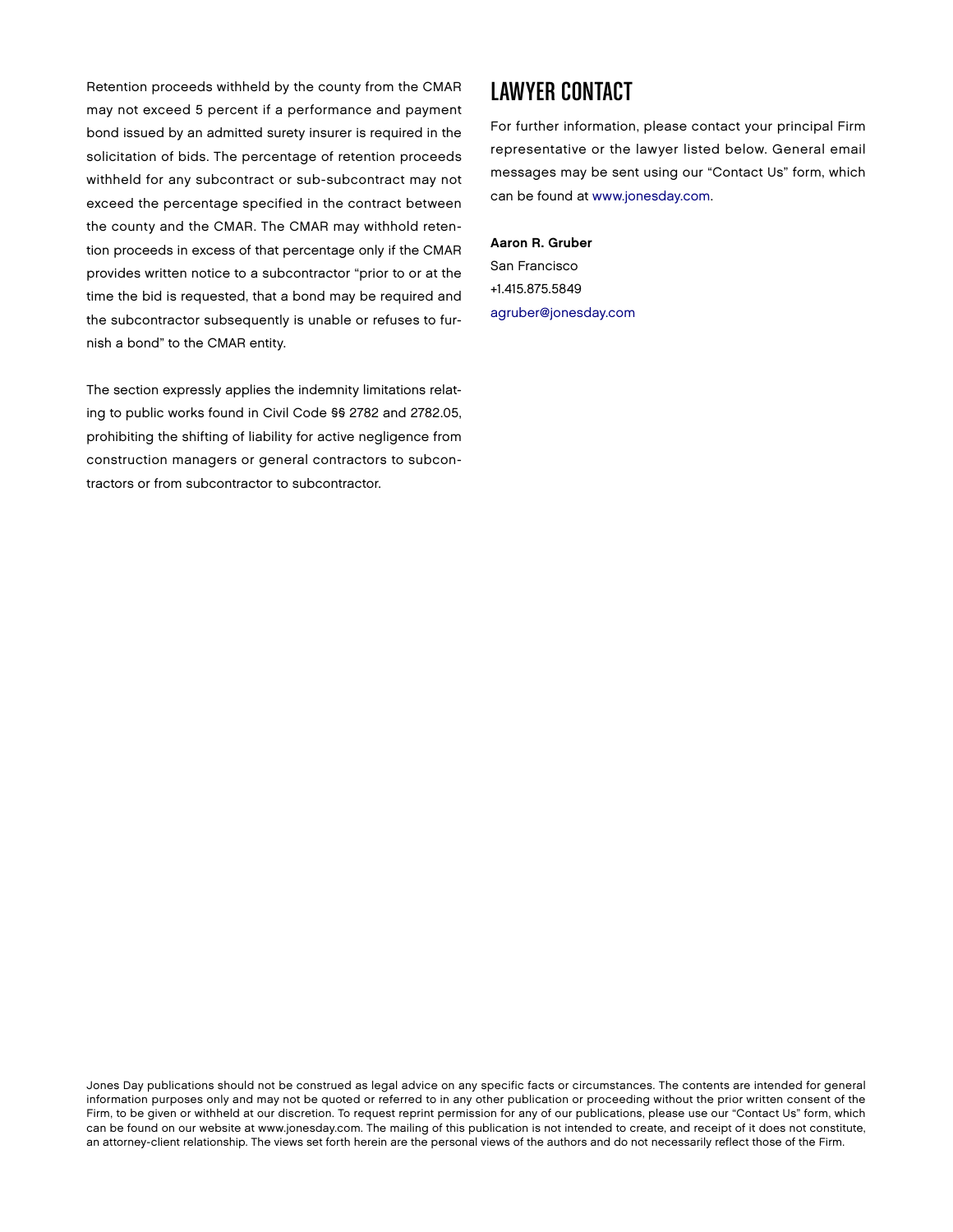Retention proceeds withheld by the county from the CMAR may not exceed 5 percent if a performance and payment bond issued by an admitted surety insurer is required in the solicitation of bids. The percentage of retention proceeds withheld for any subcontract or sub-subcontract may not exceed the percentage specified in the contract between the county and the CMAR. The CMAR may withhold retention proceeds in excess of that percentage only if the CMAR provides written notice to a subcontractor "prior to or at the time the bid is requested, that a bond may be required and the subcontractor subsequently is unable or refuses to furnish a bond" to the CMAR entity.

The section expressly applies the indemnity limitations relating to public works found in Civil Code §§ 2782 and 2782.05, prohibiting the shifting of liability for active negligence from construction managers or general contractors to subcontractors or from subcontractor to subcontractor.

## LAWYER CONTACT

For further information, please contact your principal Firm representative or the lawyer listed below. General email messages may be sent using our "Contact Us" form, which can be found at www.jonesday.com.

**Aaron R. Gruber**
San Francisco
+1.415.875.5849
agruber@jonesday.com

Jones Day publications should not be construed as legal advice on any specific facts or circumstances. The contents are intended for general information purposes only and may not be quoted or referred to in any other publication or proceeding without the prior written consent of the Firm, to be given or withheld at our discretion. To request reprint permission for any of our publications, please use our "Contact Us" form, which can be found on our website at www.jonesday.com. The mailing of this publication is not intended to create, and receipt of it does not constitute, an attorney-client relationship. The views set forth herein are the personal views of the authors and do not necessarily reflect those of the Firm.